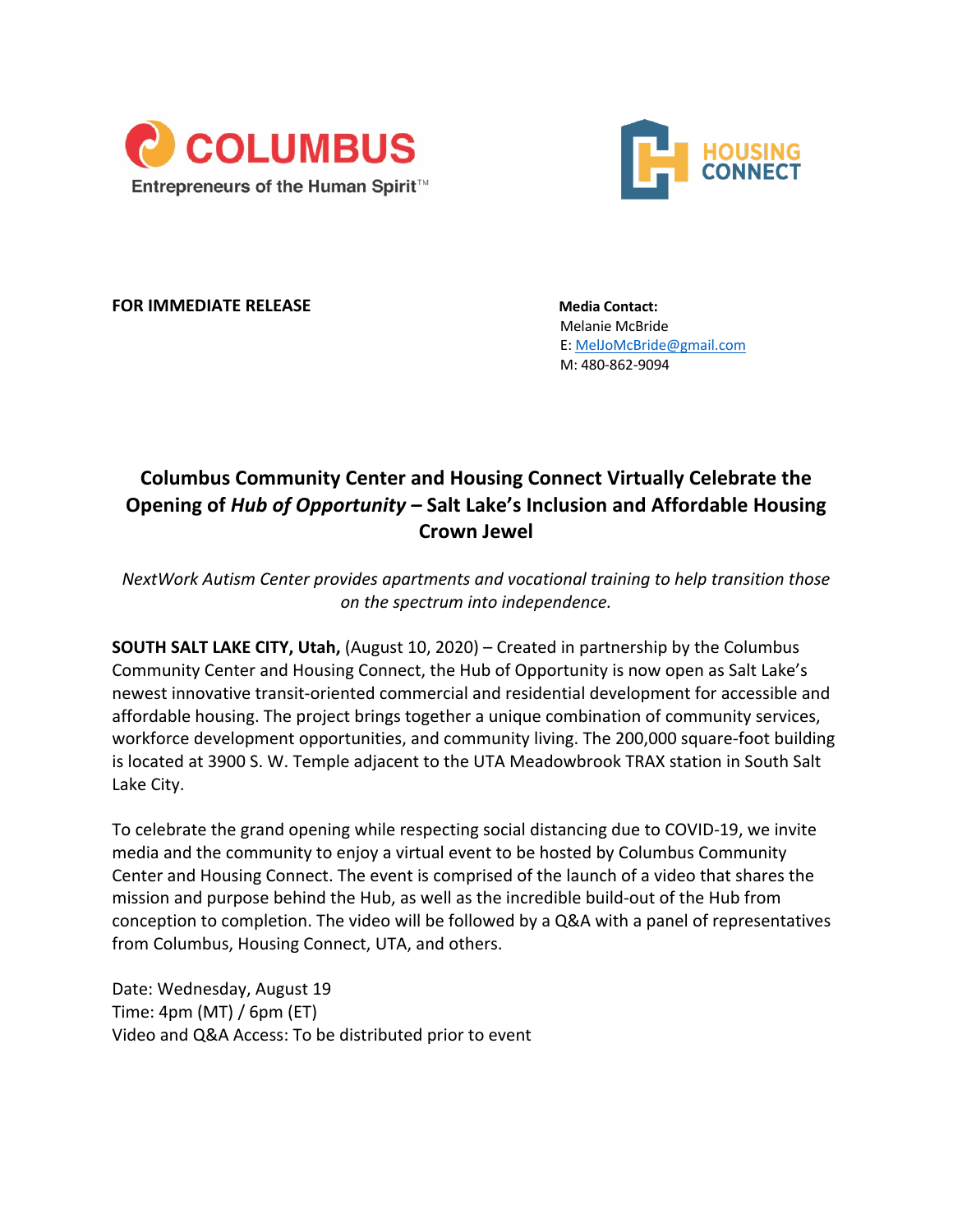COLUMBUS
Entrepreneurs of the Human Spirit™

HOUSING CONNECT

**FOR IMMEDIATE RELEASE**

**Media Contact:**
Melanie McBride
E: MelJoMcBride@gmail.com
M: 480-862-9094

## Columbus Community Center and Housing Connect Virtually Celebrate the Opening of *Hub of Opportunity* – Salt Lake's Inclusion and Affordable Housing Crown Jewel

*NextWork Autism Center provides apartments and vocational training to help transition those on the spectrum into independence.*

**SOUTH SALT LAKE CITY, Utah,** (August 10, 2020) – Created in partnership by the Columbus Community Center and Housing Connect, the Hub of Opportunity is now open as Salt Lake's newest innovative transit-oriented commercial and residential development for accessible and affordable housing. The project brings together a unique combination of community services, workforce development opportunities, and community living. The 200,000 square-foot building is located at 3900 S. W. Temple adjacent to the UTA Meadowbrook TRAX station in South Salt Lake City.

To celebrate the grand opening while respecting social distancing due to COVID-19, we invite media and the community to enjoy a virtual event to be hosted by Columbus Community Center and Housing Connect. The event is comprised of the launch of a video that shares the mission and purpose behind the Hub, as well as the incredible build-out of the Hub from conception to completion. The video will be followed by a Q&A with a panel of representatives from Columbus, Housing Connect, UTA, and others.

Date: Wednesday, August 19
Time: 4pm (MT) / 6pm (ET)
Video and Q&A Access: To be distributed prior to event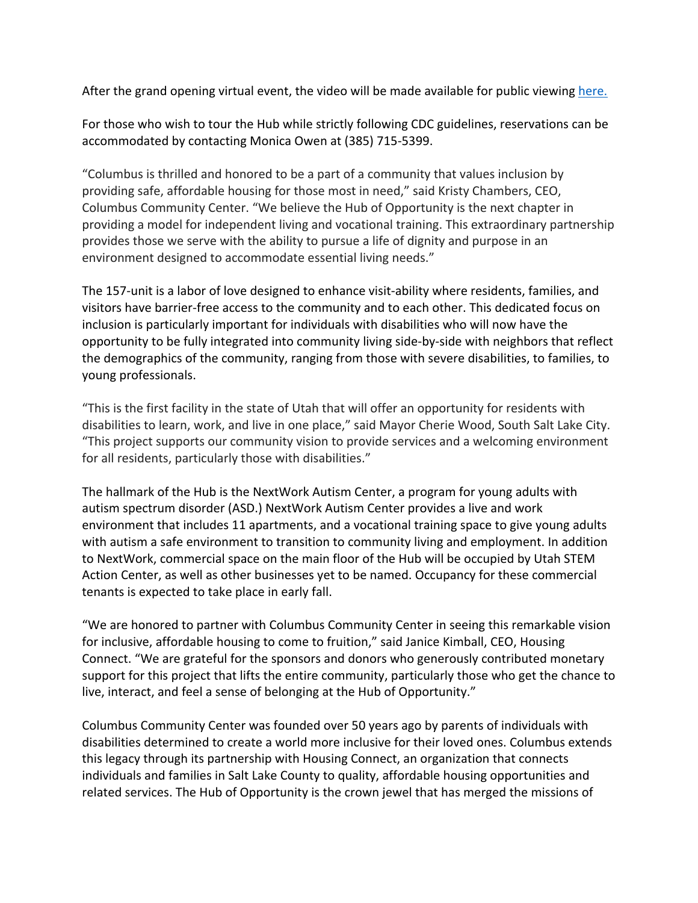After the grand opening virtual event, the video will be made available for public viewing [here.]()

For those who wish to tour the Hub while strictly following CDC guidelines, reservations can be accommodated by contacting Monica Owen at (385) 715-5399.

"Columbus is thrilled and honored to be a part of a community that values inclusion by providing safe, affordable housing for those most in need," said Kristy Chambers, CEO, Columbus Community Center. "We believe the Hub of Opportunity is the next chapter in providing a model for independent living and vocational training. This extraordinary partnership provides those we serve with the ability to pursue a life of dignity and purpose in an environment designed to accommodate essential living needs."

The 157-unit is a labor of love designed to enhance visit-ability where residents, families, and visitors have barrier-free access to the community and to each other. This dedicated focus on inclusion is particularly important for individuals with disabilities who will now have the opportunity to be fully integrated into community living side-by-side with neighbors that reflect the demographics of the community, ranging from those with severe disabilities, to families, to young professionals.

"This is the first facility in the state of Utah that will offer an opportunity for residents with disabilities to learn, work, and live in one place," said Mayor Cherie Wood, South Salt Lake City. "This project supports our community vision to provide services and a welcoming environment for all residents, particularly those with disabilities."

The hallmark of the Hub is the NextWork Autism Center, a program for young adults with autism spectrum disorder (ASD.) NextWork Autism Center provides a live and work environment that includes 11 apartments, and a vocational training space to give young adults with autism a safe environment to transition to community living and employment. In addition to NextWork, commercial space on the main floor of the Hub will be occupied by Utah STEM Action Center, as well as other businesses yet to be named. Occupancy for these commercial tenants is expected to take place in early fall.

"We are honored to partner with Columbus Community Center in seeing this remarkable vision for inclusive, affordable housing to come to fruition," said Janice Kimball, CEO, Housing Connect. "We are grateful for the sponsors and donors who generously contributed monetary support for this project that lifts the entire community, particularly those who get the chance to live, interact, and feel a sense of belonging at the Hub of Opportunity."

Columbus Community Center was founded over 50 years ago by parents of individuals with disabilities determined to create a world more inclusive for their loved ones. Columbus extends this legacy through its partnership with Housing Connect, an organization that connects individuals and families in Salt Lake County to quality, affordable housing opportunities and related services. The Hub of Opportunity is the crown jewel that has merged the missions of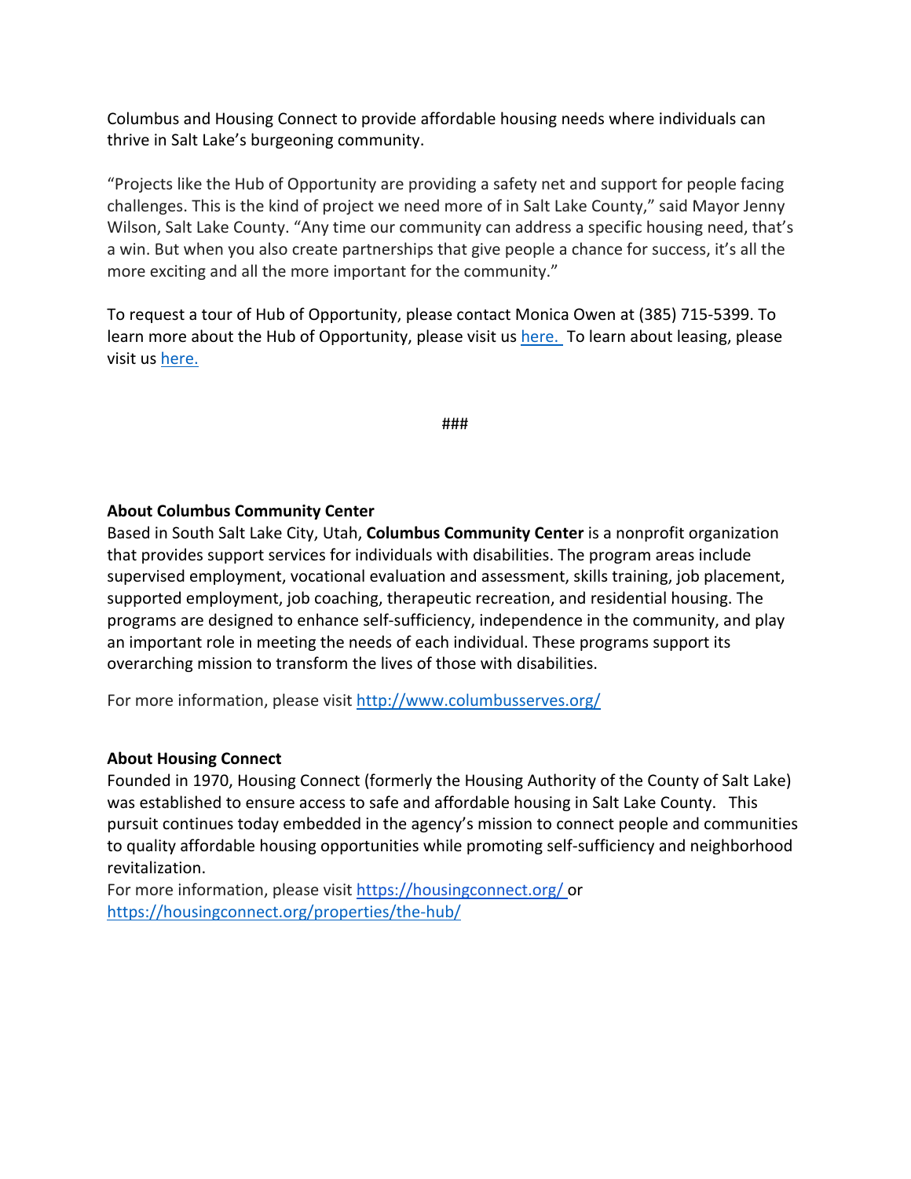Columbus and Housing Connect to provide affordable housing needs where individuals can thrive in Salt Lake's burgeoning community.

"Projects like the Hub of Opportunity are providing a safety net and support for people facing challenges. This is the kind of project we need more of in Salt Lake County," said Mayor Jenny Wilson, Salt Lake County. "Any time our community can address a specific housing need, that's a win. But when you also create partnerships that give people a chance for success, it's all the more exciting and all the more important for the community."

To request a tour of Hub of Opportunity, please contact Monica Owen at (385) 715-5399. To learn more about the Hub of Opportunity, please visit us here. To learn about leasing, please visit us here.

###

**About Columbus Community Center**

Based in South Salt Lake City, Utah, **Columbus Community Center** is a nonprofit organization that provides support services for individuals with disabilities. The program areas include supervised employment, vocational evaluation and assessment, skills training, job placement, supported employment, job coaching, therapeutic recreation, and residential housing. The programs are designed to enhance self-sufficiency, independence in the community, and play an important role in meeting the needs of each individual. These programs support its overarching mission to transform the lives of those with disabilities.

For more information, please visit http://www.columbusserves.org/

**About Housing Connect**

Founded in 1970, Housing Connect (formerly the Housing Authority of the County of Salt Lake) was established to ensure access to safe and affordable housing in Salt Lake County. This pursuit continues today embedded in the agency's mission to connect people and communities to quality affordable housing opportunities while promoting self-sufficiency and neighborhood revitalization.

For more information, please visit https://housingconnect.org/ or https://housingconnect.org/properties/the-hub/